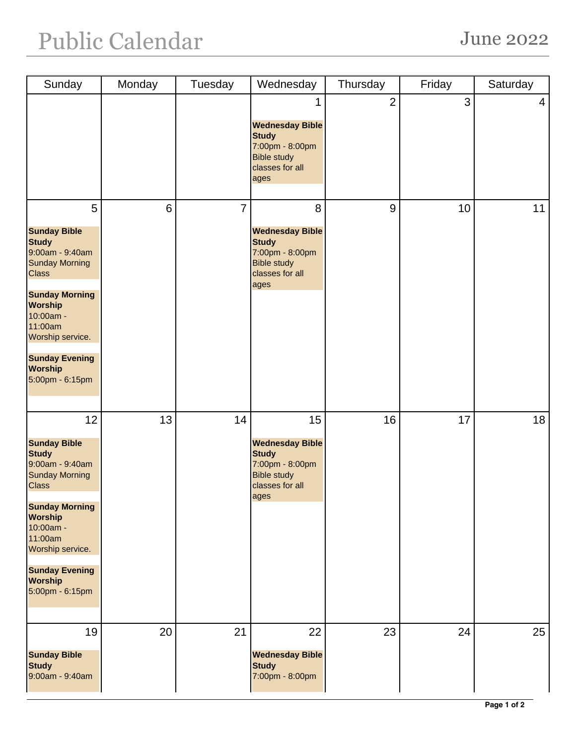# Public Calendar

June 2022

| Sunday | Monday | Tuesday | Wednesday | Thursday | Friday | Saturday |
|---|---|---|---|---|---|---|
| | | | 1<br><br>**Wednesday Bible Study**<br>7:00pm - 8:00pm<br>Bible study classes for all ages | 2 | 3 | 4 |
| 5<br><br>**Sunday Bible Study**<br>9:00am - 9:40am<br>Sunday Morning Class<br><br>**Sunday Morning Worship**<br>10:00am - 11:00am<br>Worship service.<br><br>**Sunday Evening Worship**<br>5:00pm - 6:15pm | 6 | 7 | 8<br><br>**Wednesday Bible Study**<br>7:00pm - 8:00pm<br>Bible study classes for all ages | 9 | 10 | 11 |
| 12<br><br>**Sunday Bible Study**<br>9:00am - 9:40am<br>Sunday Morning Class<br><br>**Sunday Morning Worship**<br>10:00am - 11:00am<br>Worship service.<br><br>**Sunday Evening Worship**<br>5:00pm - 6:15pm | 13 | 14 | 15<br><br>**Wednesday Bible Study**<br>7:00pm - 8:00pm<br>Bible study classes for all ages | 16 | 17 | 18 |
| 19<br><br>**Sunday Bible Study**<br>9:00am - 9:40am | 20 | 21 | 22<br><br>**Wednesday Bible Study**<br>7:00pm - 8:00pm | 23 | 24 | 25 |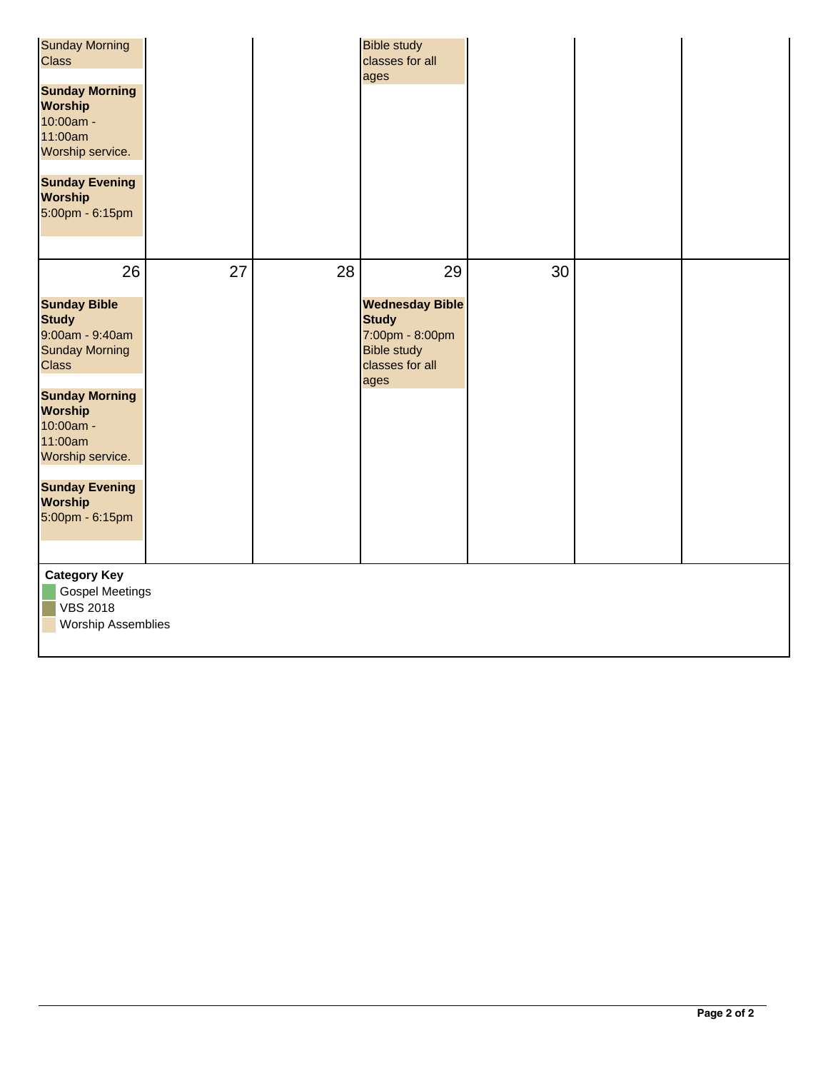| | | | | | | |
|---|---|---|---|---|---|---|
| Sunday Morning Class<br><br>**Sunday Morning Worship**<br>10:00am - 11:00am<br>Worship service.<br><br>**Sunday Evening Worship**<br>5:00pm - 6:15pm | | | Bible study classes for all ages | | | |
| 26<br><br>**Sunday Bible Study**<br>9:00am - 9:40am<br>Sunday Morning Class<br><br>**Sunday Morning Worship**<br>10:00am - 11:00am<br>Worship service.<br><br>**Sunday Evening Worship**<br>5:00pm - 6:15pm | 27 | 28 | 29<br><br>**Wednesday Bible Study**<br>7:00pm - 8:00pm<br>Bible study classes for all ages | 30 | | |

**Category Key**

- Gospel Meetings
- VBS 2018
- Worship Assemblies